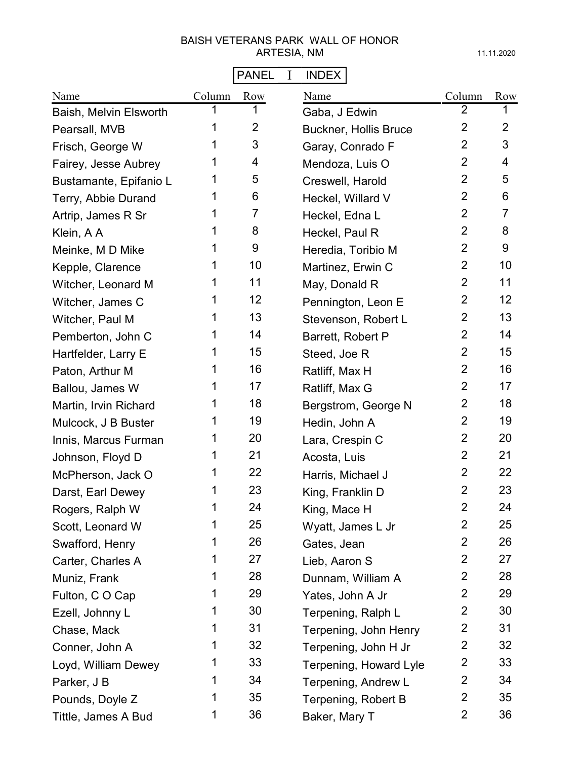BAISH VETERANS PARK WALL OF HONOR
ARTESIA, NM

11.11.2020

PANEL I INDEX

| Name | Column | Row | Name | Column | Row |
|---|---|---|---|---|---|
| Baish, Melvin Elsworth | 1 | 1 | Gaba, J Edwin | 2 | 1 |
| Pearsall, MVB | 1 | 2 | Buckner, Hollis Bruce | 2 | 2 |
| Frisch, George W | 1 | 3 | Garay, Conrado F | 2 | 3 |
| Fairey, Jesse Aubrey | 1 | 4 | Mendoza, Luis O | 2 | 4 |
| Bustamante, Epifanio L | 1 | 5 | Creswell, Harold | 2 | 5 |
| Terry, Abbie Durand | 1 | 6 | Heckel, Willard V | 2 | 6 |
| Artrip, James R Sr | 1 | 7 | Heckel, Edna L | 2 | 7 |
| Klein, A A | 1 | 8 | Heckel, Paul R | 2 | 8 |
| Meinke, M D Mike | 1 | 9 | Heredia, Toribio M | 2 | 9 |
| Kepple, Clarence | 1 | 10 | Martinez, Erwin C | 2 | 10 |
| Witcher, Leonard M | 1 | 11 | May, Donald R | 2 | 11 |
| Witcher, James C | 1 | 12 | Pennington, Leon E | 2 | 12 |
| Witcher, Paul M | 1 | 13 | Stevenson, Robert L | 2 | 13 |
| Pemberton, John C | 1 | 14 | Barrett, Robert P | 2 | 14 |
| Hartfelder, Larry E | 1 | 15 | Steed, Joe R | 2 | 15 |
| Paton, Arthur M | 1 | 16 | Ratliff, Max H | 2 | 16 |
| Ballou, James W | 1 | 17 | Ratliff, Max G | 2 | 17 |
| Martin, Irvin Richard | 1 | 18 | Bergstrom, George N | 2 | 18 |
| Mulcock, J B Buster | 1 | 19 | Hedin, John A | 2 | 19 |
| Innis, Marcus Furman | 1 | 20 | Lara, Crespin C | 2 | 20 |
| Johnson, Floyd D | 1 | 21 | Acosta, Luis | 2 | 21 |
| McPherson, Jack O | 1 | 22 | Harris, Michael J | 2 | 22 |
| Darst, Earl Dewey | 1 | 23 | King, Franklin D | 2 | 23 |
| Rogers, Ralph W | 1 | 24 | King, Mace H | 2 | 24 |
| Scott, Leonard W | 1 | 25 | Wyatt, James L Jr | 2 | 25 |
| Swafford, Henry | 1 | 26 | Gates, Jean | 2 | 26 |
| Carter, Charles A | 1 | 27 | Lieb, Aaron S | 2 | 27 |
| Muniz, Frank | 1 | 28 | Dunnam, William A | 2 | 28 |
| Fulton, C O Cap | 1 | 29 | Yates, John A Jr | 2 | 29 |
| Ezell, Johnny L | 1 | 30 | Terpening, Ralph L | 2 | 30 |
| Chase, Mack | 1 | 31 | Terpening, John Henry | 2 | 31 |
| Conner, John A | 1 | 32 | Terpening, John H Jr | 2 | 32 |
| Loyd, William Dewey | 1 | 33 | Terpening, Howard Lyle | 2 | 33 |
| Parker, J B | 1 | 34 | Terpening, Andrew L | 2 | 34 |
| Pounds, Doyle Z | 1 | 35 | Terpening, Robert B | 2 | 35 |
| Tittle, James A Bud | 1 | 36 | Baker, Mary T | 2 | 36 |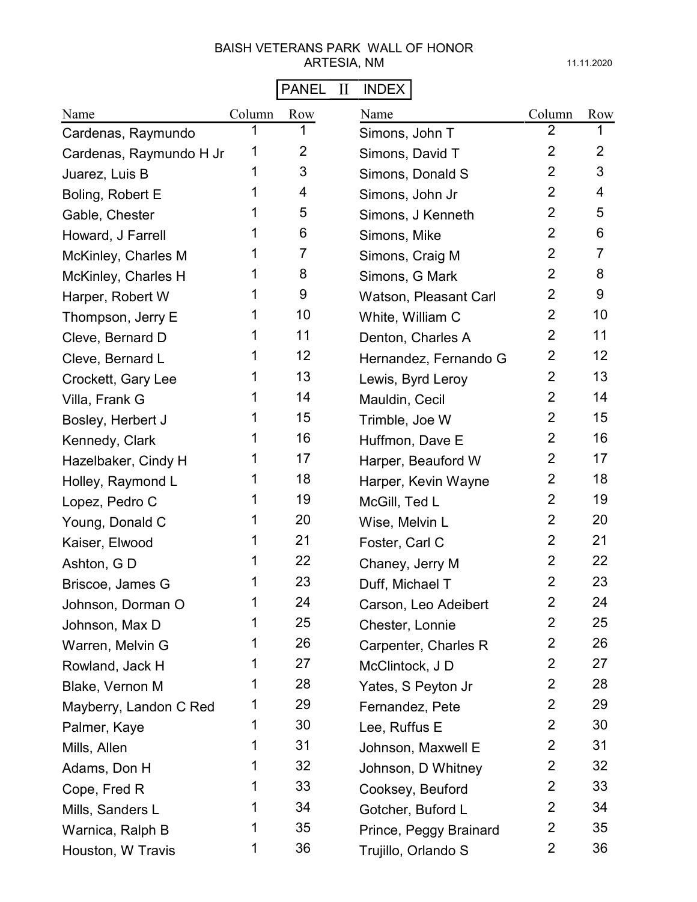BAISH VETERANS PARK WALL OF HONOR
ARTESIA, NM

11.11.2020

PANEL II INDEX

| Name | Column | Row |
|---|---|---|
| Cardenas, Raymundo | 1 | 1 |
| Cardenas, Raymundo H Jr | 1 | 2 |
| Juarez, Luis B | 1 | 3 |
| Boling, Robert E | 1 | 4 |
| Gable, Chester | 1 | 5 |
| Howard, J Farrell | 1 | 6 |
| McKinley, Charles M | 1 | 7 |
| McKinley, Charles H | 1 | 8 |
| Harper, Robert W | 1 | 9 |
| Thompson, Jerry E | 1 | 10 |
| Cleve, Bernard D | 1 | 11 |
| Cleve, Bernard L | 1 | 12 |
| Crockett, Gary Lee | 1 | 13 |
| Villa, Frank G | 1 | 14 |
| Bosley, Herbert J | 1 | 15 |
| Kennedy, Clark | 1 | 16 |
| Hazelbaker, Cindy H | 1 | 17 |
| Holley, Raymond L | 1 | 18 |
| Lopez, Pedro C | 1 | 19 |
| Young, Donald C | 1 | 20 |
| Kaiser, Elwood | 1 | 21 |
| Ashton, G D | 1 | 22 |
| Briscoe, James G | 1 | 23 |
| Johnson, Dorman O | 1 | 24 |
| Johnson, Max D | 1 | 25 |
| Warren, Melvin G | 1 | 26 |
| Rowland, Jack H | 1 | 27 |
| Blake, Vernon M | 1 | 28 |
| Mayberry, Landon C Red | 1 | 29 |
| Palmer, Kaye | 1 | 30 |
| Mills, Allen | 1 | 31 |
| Adams, Don H | 1 | 32 |
| Cope, Fred R | 1 | 33 |
| Mills, Sanders L | 1 | 34 |
| Warnica, Ralph B | 1 | 35 |
| Houston, W Travis | 1 | 36 |
| Simons, John T | 2 | 1 |
| Simons, David T | 2 | 2 |
| Simons, Donald S | 2 | 3 |
| Simons, John Jr | 2 | 4 |
| Simons, J Kenneth | 2 | 5 |
| Simons, Mike | 2 | 6 |
| Simons, Craig M | 2 | 7 |
| Simons, G Mark | 2 | 8 |
| Watson, Pleasant Carl | 2 | 9 |
| White, William C | 2 | 10 |
| Denton, Charles A | 2 | 11 |
| Hernandez, Fernando G | 2 | 12 |
| Lewis, Byrd Leroy | 2 | 13 |
| Mauldin, Cecil | 2 | 14 |
| Trimble, Joe W | 2 | 15 |
| Huffmon, Dave E | 2 | 16 |
| Harper, Beauford W | 2 | 17 |
| Harper, Kevin Wayne | 2 | 18 |
| McGill, Ted L | 2 | 19 |
| Wise, Melvin L | 2 | 20 |
| Foster, Carl C | 2 | 21 |
| Chaney, Jerry M | 2 | 22 |
| Duff, Michael T | 2 | 23 |
| Carson, Leo Adeibert | 2 | 24 |
| Chester, Lonnie | 2 | 25 |
| Carpenter, Charles R | 2 | 26 |
| McClintock, J D | 2 | 27 |
| Yates, S Peyton Jr | 2 | 28 |
| Fernandez, Pete | 2 | 29 |
| Lee, Ruffus E | 2 | 30 |
| Johnson, Maxwell E | 2 | 31 |
| Johnson, D Whitney | 2 | 32 |
| Cooksey, Beuford | 2 | 33 |
| Gotcher, Buford L | 2 | 34 |
| Prince, Peggy Brainard | 2 | 35 |
| Trujillo, Orlando S | 2 | 36 |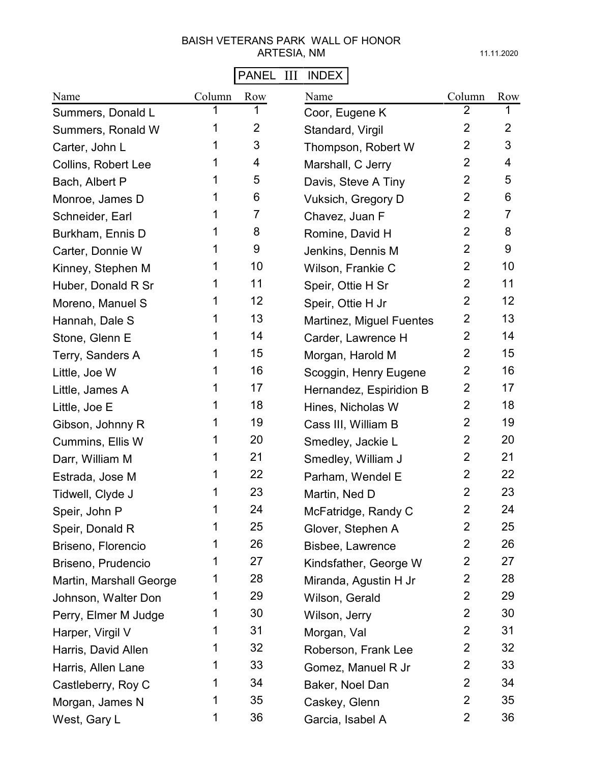BAISH VETERANS PARK WALL OF HONOR
ARTESIA, NM

11.11.2020

PANEL III INDEX

| Name | Column | Row |
|---|---|---|
| Summers, Donald L | 1 | 1 |
| Summers, Ronald W | 1 | 2 |
| Carter, John L | 1 | 3 |
| Collins, Robert Lee | 1 | 4 |
| Bach, Albert P | 1 | 5 |
| Monroe, James D | 1 | 6 |
| Schneider, Earl | 1 | 7 |
| Burkham, Ennis D | 1 | 8 |
| Carter, Donnie W | 1 | 9 |
| Kinney, Stephen M | 1 | 10 |
| Huber, Donald R Sr | 1 | 11 |
| Moreno, Manuel S | 1 | 12 |
| Hannah, Dale S | 1 | 13 |
| Stone, Glenn E | 1 | 14 |
| Terry, Sanders A | 1 | 15 |
| Little, Joe W | 1 | 16 |
| Little, James A | 1 | 17 |
| Little, Joe E | 1 | 18 |
| Gibson, Johnny R | 1 | 19 |
| Cummins, Ellis W | 1 | 20 |
| Darr, William M | 1 | 21 |
| Estrada, Jose M | 1 | 22 |
| Tidwell, Clyde J | 1 | 23 |
| Speir, John P | 1 | 24 |
| Speir, Donald R | 1 | 25 |
| Briseno, Florencio | 1 | 26 |
| Briseno, Prudencio | 1 | 27 |
| Martin, Marshall George | 1 | 28 |
| Johnson, Walter Don | 1 | 29 |
| Perry, Elmer M Judge | 1 | 30 |
| Harper, Virgil V | 1 | 31 |
| Harris, David Allen | 1 | 32 |
| Harris, Allen Lane | 1 | 33 |
| Castleberry, Roy C | 1 | 34 |
| Morgan, James N | 1 | 35 |
| West, Gary L | 1 | 36 |
| Coor, Eugene K | 2 | 1 |
| Standard, Virgil | 2 | 2 |
| Thompson, Robert W | 2 | 3 |
| Marshall, C Jerry | 2 | 4 |
| Davis, Steve A Tiny | 2 | 5 |
| Vuksich, Gregory D | 2 | 6 |
| Chavez, Juan F | 2 | 7 |
| Romine, David H | 2 | 8 |
| Jenkins, Dennis M | 2 | 9 |
| Wilson, Frankie C | 2 | 10 |
| Speir, Ottie H Sr | 2 | 11 |
| Speir, Ottie H Jr | 2 | 12 |
| Martinez, Miguel Fuentes | 2 | 13 |
| Carder, Lawrence H | 2 | 14 |
| Morgan, Harold M | 2 | 15 |
| Scoggin, Henry Eugene | 2 | 16 |
| Hernandez, Espiridion B | 2 | 17 |
| Hines, Nicholas W | 2 | 18 |
| Cass III, William B | 2 | 19 |
| Smedley, Jackie L | 2 | 20 |
| Smedley, William J | 2 | 21 |
| Parham, Wendel E | 2 | 22 |
| Martin, Ned D | 2 | 23 |
| McFatridge, Randy C | 2 | 24 |
| Glover, Stephen A | 2 | 25 |
| Bisbee, Lawrence | 2 | 26 |
| Kindsfather, George W | 2 | 27 |
| Miranda, Agustin H Jr | 2 | 28 |
| Wilson, Gerald | 2 | 29 |
| Wilson, Jerry | 2 | 30 |
| Morgan, Val | 2 | 31 |
| Roberson, Frank Lee | 2 | 32 |
| Gomez, Manuel R Jr | 2 | 33 |
| Baker, Noel Dan | 2 | 34 |
| Caskey, Glenn | 2 | 35 |
| Garcia, Isabel A | 2 | 36 |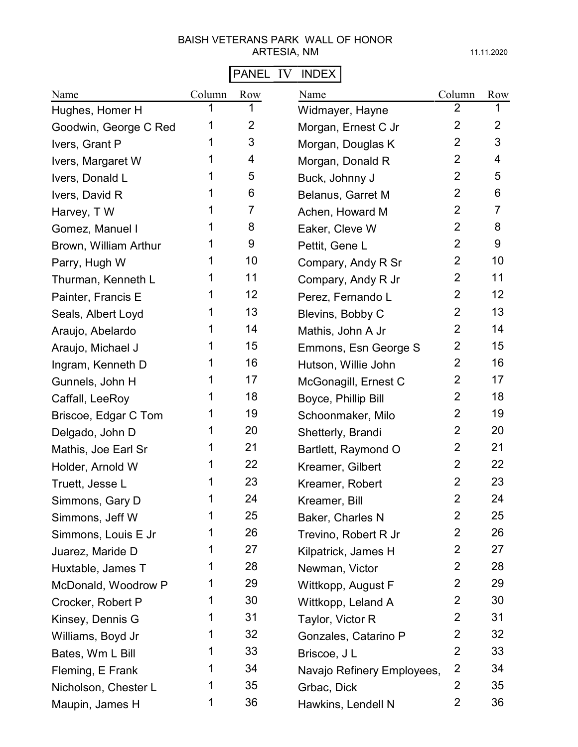BAISH VETERANS PARK WALL OF HONOR
ARTESIA, NM

11.11.2020

**PANEL IV INDEX**

| Name | Column | Row | Name | Column | Row |
|---|---|---|---|---|---|
| Hughes, Homer H | 1 | 1 | Widmayer, Hayne | 2 | 1 |
| Goodwin, George C Red | 1 | 2 | Morgan, Ernest C Jr | 2 | 2 |
| Ivers, Grant P | 1 | 3 | Morgan, Douglas K | 2 | 3 |
| Ivers, Margaret W | 1 | 4 | Morgan, Donald R | 2 | 4 |
| Ivers, Donald L | 1 | 5 | Buck, Johnny J | 2 | 5 |
| Ivers, David R | 1 | 6 | Belanus, Garret M | 2 | 6 |
| Harvey, T W | 1 | 7 | Achen, Howard M | 2 | 7 |
| Gomez, Manuel I | 1 | 8 | Eaker, Cleve W | 2 | 8 |
| Brown, William Arthur | 1 | 9 | Pettit, Gene L | 2 | 9 |
| Parry, Hugh W | 1 | 10 | Compary, Andy R Sr | 2 | 10 |
| Thurman, Kenneth L | 1 | 11 | Compary, Andy R Jr | 2 | 11 |
| Painter, Francis E | 1 | 12 | Perez, Fernando L | 2 | 12 |
| Seals, Albert Loyd | 1 | 13 | Blevins, Bobby C | 2 | 13 |
| Araujo, Abelardo | 1 | 14 | Mathis, John A Jr | 2 | 14 |
| Araujo, Michael J | 1 | 15 | Emmons, Esn George S | 2 | 15 |
| Ingram, Kenneth D | 1 | 16 | Hutson, Willie John | 2 | 16 |
| Gunnels, John H | 1 | 17 | McGonagill, Ernest C | 2 | 17 |
| Caffall, LeeRoy | 1 | 18 | Boyce, Phillip Bill | 2 | 18 |
| Briscoe, Edgar C Tom | 1 | 19 | Schoonmaker, Milo | 2 | 19 |
| Delgado, John D | 1 | 20 | Shetterly, Brandi | 2 | 20 |
| Mathis, Joe Earl Sr | 1 | 21 | Bartlett, Raymond O | 2 | 21 |
| Holder, Arnold W | 1 | 22 | Kreamer, Gilbert | 2 | 22 |
| Truett, Jesse L | 1 | 23 | Kreamer, Robert | 2 | 23 |
| Simmons, Gary D | 1 | 24 | Kreamer, Bill | 2 | 24 |
| Simmons, Jeff W | 1 | 25 | Baker, Charles N | 2 | 25 |
| Simmons, Louis E Jr | 1 | 26 | Trevino, Robert R Jr | 2 | 26 |
| Juarez, Maride D | 1 | 27 | Kilpatrick, James H | 2 | 27 |
| Huxtable, James T | 1 | 28 | Newman, Victor | 2 | 28 |
| McDonald, Woodrow P | 1 | 29 | Wittkopp, August F | 2 | 29 |
| Crocker, Robert P | 1 | 30 | Wittkopp, Leland A | 2 | 30 |
| Kinsey, Dennis G | 1 | 31 | Taylor, Victor R | 2 | 31 |
| Williams, Boyd Jr | 1 | 32 | Gonzales, Catarino P | 2 | 32 |
| Bates, Wm L Bill | 1 | 33 | Briscoe, J L | 2 | 33 |
| Fleming, E Frank | 1 | 34 | Navajo Refinery Employees, | 2 | 34 |
| Nicholson, Chester L | 1 | 35 | Grbac, Dick | 2 | 35 |
| Maupin, James H | 1 | 36 | Hawkins, Lendell N | 2 | 36 |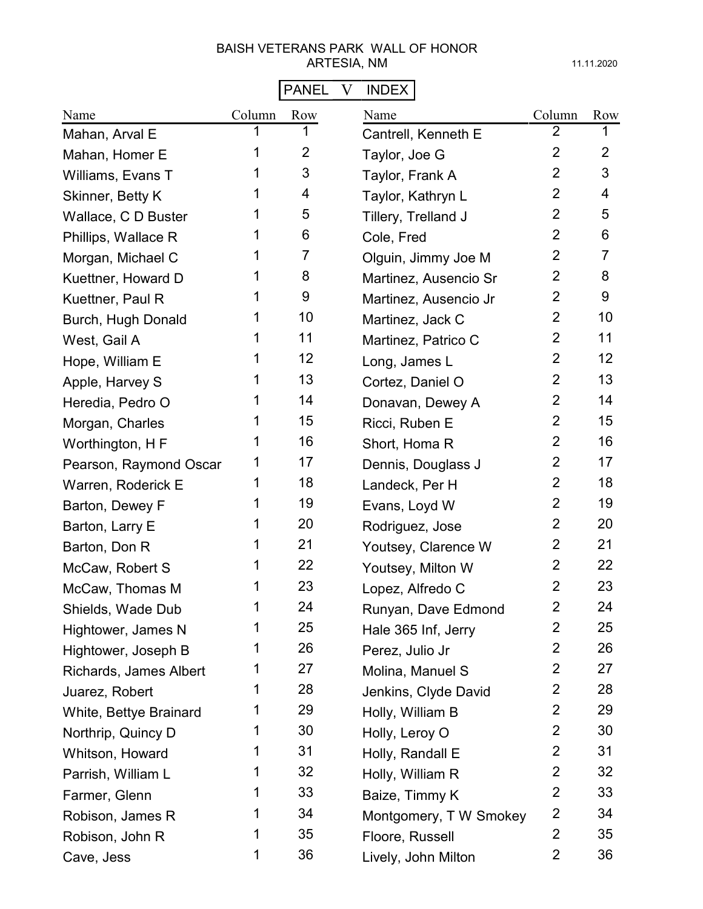# BAISH VETERANS PARK WALL OF HONOR
## ARTESIA, NM

11.11.2020

**PANEL V INDEX**

| Name | Column | Row |
|---|---|---|
| Mahan, Arval E | 1 | 1 |
| Mahan, Homer E | 1 | 2 |
| Williams, Evans T | 1 | 3 |
| Skinner, Betty K | 1 | 4 |
| Wallace, C D Buster | 1 | 5 |
| Phillips, Wallace R | 1 | 6 |
| Morgan, Michael C | 1 | 7 |
| Kuettner, Howard D | 1 | 8 |
| Kuettner, Paul R | 1 | 9 |
| Burch, Hugh Donald | 1 | 10 |
| West, Gail A | 1 | 11 |
| Hope, William E | 1 | 12 |
| Apple, Harvey S | 1 | 13 |
| Heredia, Pedro O | 1 | 14 |
| Morgan, Charles | 1 | 15 |
| Worthington, H F | 1 | 16 |
| Pearson, Raymond Oscar | 1 | 17 |
| Warren, Roderick E | 1 | 18 |
| Barton, Dewey F | 1 | 19 |
| Barton, Larry E | 1 | 20 |
| Barton, Don R | 1 | 21 |
| McCaw, Robert S | 1 | 22 |
| McCaw, Thomas M | 1 | 23 |
| Shields, Wade Dub | 1 | 24 |
| Hightower, James N | 1 | 25 |
| Hightower, Joseph B | 1 | 26 |
| Richards, James Albert | 1 | 27 |
| Juarez, Robert | 1 | 28 |
| White, Bettye Brainard | 1 | 29 |
| Northrip, Quincy D | 1 | 30 |
| Whitson, Howard | 1 | 31 |
| Parrish, William L | 1 | 32 |
| Farmer, Glenn | 1 | 33 |
| Robison, James R | 1 | 34 |
| Robison, John R | 1 | 35 |
| Cave, Jess | 1 | 36 |
| Cantrell, Kenneth E | 2 | 1 |
| Taylor, Joe G | 2 | 2 |
| Taylor, Frank A | 2 | 3 |
| Taylor, Kathryn L | 2 | 4 |
| Tillery, Trelland J | 2 | 5 |
| Cole, Fred | 2 | 6 |
| Olguin, Jimmy Joe M | 2 | 7 |
| Martinez, Ausencio Sr | 2 | 8 |
| Martinez, Ausencio Jr | 2 | 9 |
| Martinez, Jack C | 2 | 10 |
| Martinez, Patrico C | 2 | 11 |
| Long, James L | 2 | 12 |
| Cortez, Daniel O | 2 | 13 |
| Donavan, Dewey A | 2 | 14 |
| Ricci, Ruben E | 2 | 15 |
| Short, Homa R | 2 | 16 |
| Dennis, Douglass J | 2 | 17 |
| Landeck, Per H | 2 | 18 |
| Evans, Loyd W | 2 | 19 |
| Rodriguez, Jose | 2 | 20 |
| Youtsey, Clarence W | 2 | 21 |
| Youtsey, Milton W | 2 | 22 |
| Lopez, Alfredo C | 2 | 23 |
| Runyan, Dave Edmond | 2 | 24 |
| Hale 365 Inf, Jerry | 2 | 25 |
| Perez, Julio Jr | 2 | 26 |
| Molina, Manuel S | 2 | 27 |
| Jenkins, Clyde David | 2 | 28 |
| Holly, William B | 2 | 29 |
| Holly, Leroy O | 2 | 30 |
| Holly, Randall E | 2 | 31 |
| Holly, William R | 2 | 32 |
| Baize, Timmy K | 2 | 33 |
| Montgomery, T W Smokey | 2 | 34 |
| Floore, Russell | 2 | 35 |
| Lively, John Milton | 2 | 36 |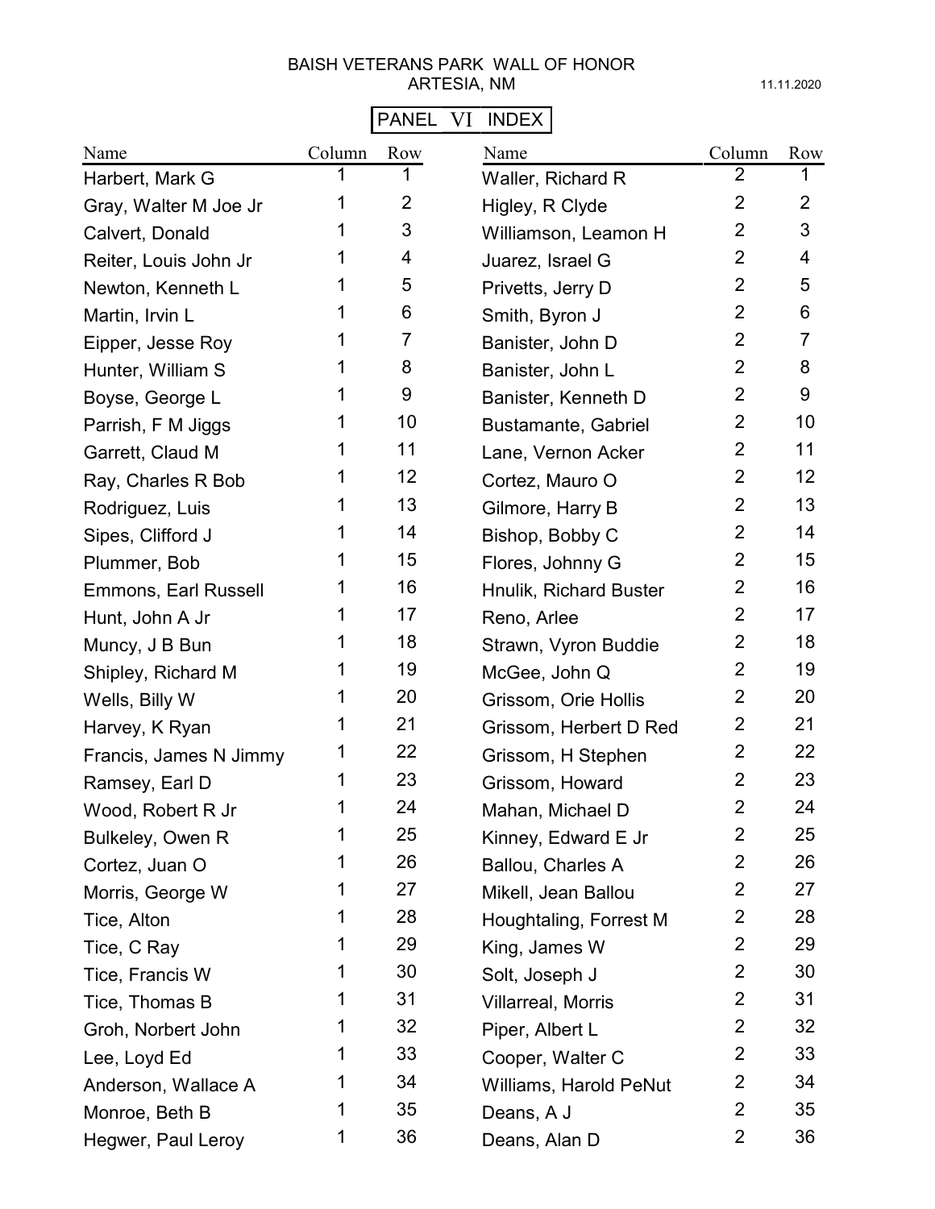# BAISH VETERANS PARK WALL OF HONOR
## ARTESIA, NM

11.11.2020

**PANEL VI INDEX**

| Name | Column | Row |
|---|---|---|
| Harbert, Mark G | 1 | 1 |
| Gray, Walter M Joe Jr | 1 | 2 |
| Calvert, Donald | 1 | 3 |
| Reiter, Louis John Jr | 1 | 4 |
| Newton, Kenneth L | 1 | 5 |
| Martin, Irvin L | 1 | 6 |
| Eipper, Jesse Roy | 1 | 7 |
| Hunter, William S | 1 | 8 |
| Boyse, George L | 1 | 9 |
| Parrish, F M Jiggs | 1 | 10 |
| Garrett, Claud M | 1 | 11 |
| Ray, Charles R Bob | 1 | 12 |
| Rodriguez, Luis | 1 | 13 |
| Sipes, Clifford J | 1 | 14 |
| Plummer, Bob | 1 | 15 |
| Emmons, Earl Russell | 1 | 16 |
| Hunt, John A Jr | 1 | 17 |
| Muncy, J B Bun | 1 | 18 |
| Shipley, Richard M | 1 | 19 |
| Wells, Billy W | 1 | 20 |
| Harvey, K Ryan | 1 | 21 |
| Francis, James N Jimmy | 1 | 22 |
| Ramsey, Earl D | 1 | 23 |
| Wood, Robert R Jr | 1 | 24 |
| Bulkeley, Owen R | 1 | 25 |
| Cortez, Juan O | 1 | 26 |
| Morris, George W | 1 | 27 |
| Tice, Alton | 1 | 28 |
| Tice, C Ray | 1 | 29 |
| Tice, Francis W | 1 | 30 |
| Tice, Thomas B | 1 | 31 |
| Groh, Norbert John | 1 | 32 |
| Lee, Loyd Ed | 1 | 33 |
| Anderson, Wallace A | 1 | 34 |
| Monroe, Beth B | 1 | 35 |
| Hegwer, Paul Leroy | 1 | 36 |
| Waller, Richard R | 2 | 1 |
| Higley, R Clyde | 2 | 2 |
| Williamson, Leamon H | 2 | 3 |
| Juarez, Israel G | 2 | 4 |
| Privetts, Jerry D | 2 | 5 |
| Smith, Byron J | 2 | 6 |
| Banister, John D | 2 | 7 |
| Banister, John L | 2 | 8 |
| Banister, Kenneth D | 2 | 9 |
| Bustamante, Gabriel | 2 | 10 |
| Lane, Vernon Acker | 2 | 11 |
| Cortez, Mauro O | 2 | 12 |
| Gilmore, Harry B | 2 | 13 |
| Bishop, Bobby C | 2 | 14 |
| Flores, Johnny G | 2 | 15 |
| Hnulik, Richard Buster | 2 | 16 |
| Reno, Arlee | 2 | 17 |
| Strawn, Vyron Buddie | 2 | 18 |
| McGee, John Q | 2 | 19 |
| Grissom, Orie Hollis | 2 | 20 |
| Grissom, Herbert D Red | 2 | 21 |
| Grissom, H Stephen | 2 | 22 |
| Grissom, Howard | 2 | 23 |
| Mahan, Michael D | 2 | 24 |
| Kinney, Edward E Jr | 2 | 25 |
| Ballou, Charles A | 2 | 26 |
| Mikell, Jean Ballou | 2 | 27 |
| Houghtaling, Forrest M | 2 | 28 |
| King, James W | 2 | 29 |
| Solt, Joseph J | 2 | 30 |
| Villarreal, Morris | 2 | 31 |
| Piper, Albert L | 2 | 32 |
| Cooper, Walter C | 2 | 33 |
| Williams, Harold PeNut | 2 | 34 |
| Deans, A J | 2 | 35 |
| Deans, Alan D | 2 | 36 |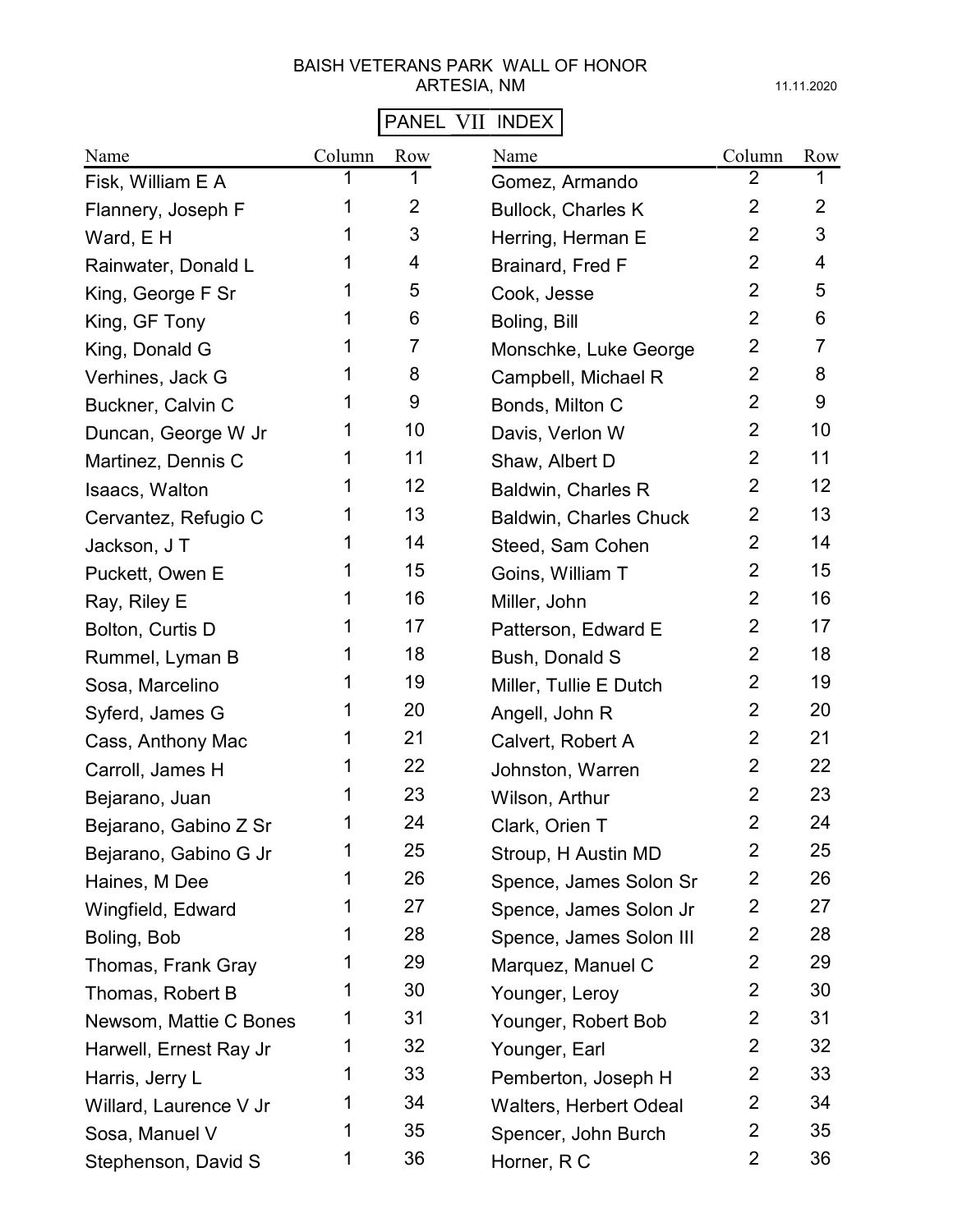BAISH VETERANS PARK WALL OF HONOR
ARTESIA, NM

11.11.2020

**PANEL VII INDEX**

| Name | Column | Row |
|---|---|---|
| Fisk, William E A | 1 | 1 |
| Flannery, Joseph F | 1 | 2 |
| Ward, E H | 1 | 3 |
| Rainwater, Donald L | 1 | 4 |
| King, George F Sr | 1 | 5 |
| King, GF Tony | 1 | 6 |
| King, Donald G | 1 | 7 |
| Verhines, Jack G | 1 | 8 |
| Buckner, Calvin C | 1 | 9 |
| Duncan, George W Jr | 1 | 10 |
| Martinez, Dennis C | 1 | 11 |
| Isaacs, Walton | 1 | 12 |
| Cervantez, Refugio C | 1 | 13 |
| Jackson, J T | 1 | 14 |
| Puckett, Owen E | 1 | 15 |
| Ray, Riley E | 1 | 16 |
| Bolton, Curtis D | 1 | 17 |
| Rummel, Lyman B | 1 | 18 |
| Sosa, Marcelino | 1 | 19 |
| Syferd, James G | 1 | 20 |
| Cass, Anthony Mac | 1 | 21 |
| Carroll, James H | 1 | 22 |
| Bejarano, Juan | 1 | 23 |
| Bejarano, Gabino Z Sr | 1 | 24 |
| Bejarano, Gabino G Jr | 1 | 25 |
| Haines, M Dee | 1 | 26 |
| Wingfield, Edward | 1 | 27 |
| Boling, Bob | 1 | 28 |
| Thomas, Frank Gray | 1 | 29 |
| Thomas, Robert B | 1 | 30 |
| Newsom, Mattie C Bones | 1 | 31 |
| Harwell, Ernest Ray Jr | 1 | 32 |
| Harris, Jerry L | 1 | 33 |
| Willard, Laurence V Jr | 1 | 34 |
| Sosa, Manuel V | 1 | 35 |
| Stephenson, David S | 1 | 36 |
| Gomez, Armando | 2 | 1 |
| Bullock, Charles K | 2 | 2 |
| Herring, Herman E | 2 | 3 |
| Brainard, Fred F | 2 | 4 |
| Cook, Jesse | 2 | 5 |
| Boling, Bill | 2 | 6 |
| Monschke, Luke George | 2 | 7 |
| Campbell, Michael R | 2 | 8 |
| Bonds, Milton C | 2 | 9 |
| Davis, Verlon W | 2 | 10 |
| Shaw, Albert D | 2 | 11 |
| Baldwin, Charles R | 2 | 12 |
| Baldwin, Charles Chuck | 2 | 13 |
| Steed, Sam Cohen | 2 | 14 |
| Goins, William T | 2 | 15 |
| Miller, John | 2 | 16 |
| Patterson, Edward E | 2 | 17 |
| Bush, Donald S | 2 | 18 |
| Miller, Tullie E Dutch | 2 | 19 |
| Angell, John R | 2 | 20 |
| Calvert, Robert A | 2 | 21 |
| Johnston, Warren | 2 | 22 |
| Wilson, Arthur | 2 | 23 |
| Clark, Orien T | 2 | 24 |
| Stroup, H Austin MD | 2 | 25 |
| Spence, James Solon Sr | 2 | 26 |
| Spence, James Solon Jr | 2 | 27 |
| Spence, James Solon III | 2 | 28 |
| Marquez, Manuel C | 2 | 29 |
| Younger, Leroy | 2 | 30 |
| Younger, Robert Bob | 2 | 31 |
| Younger, Earl | 2 | 32 |
| Pemberton, Joseph H | 2 | 33 |
| Walters, Herbert Odeal | 2 | 34 |
| Spencer, John Burch | 2 | 35 |
| Horner, R C | 2 | 36 |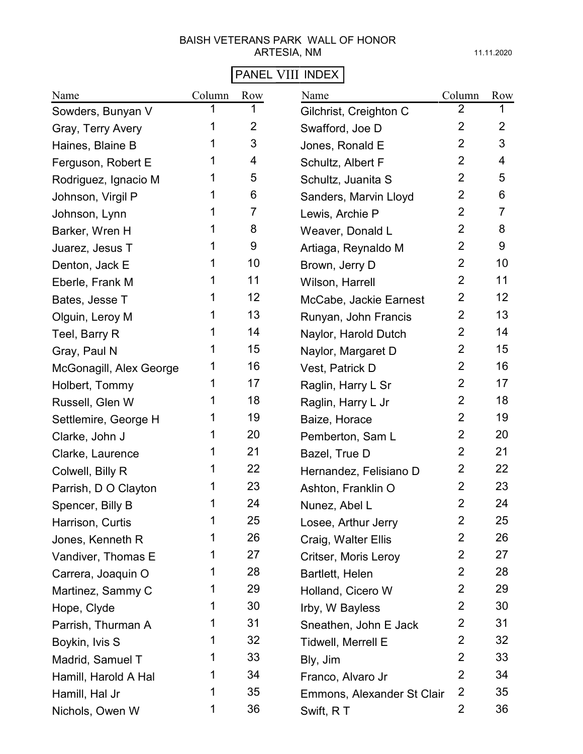# BAISH VETERANS PARK WALL OF HONOR
## ARTESIA, NM

11.11.2020

**PANEL VIII INDEX**

| Name | Column | Row |
|---|---|---|
| Sowders, Bunyan V | 1 | 1 |
| Gray, Terry Avery | 1 | 2 |
| Haines, Blaine B | 1 | 3 |
| Ferguson, Robert E | 1 | 4 |
| Rodriguez, Ignacio M | 1 | 5 |
| Johnson, Virgil P | 1 | 6 |
| Johnson, Lynn | 1 | 7 |
| Barker, Wren H | 1 | 8 |
| Juarez, Jesus T | 1 | 9 |
| Denton, Jack E | 1 | 10 |
| Eberle, Frank M | 1 | 11 |
| Bates, Jesse T | 1 | 12 |
| Olguin, Leroy M | 1 | 13 |
| Teel, Barry R | 1 | 14 |
| Gray, Paul N | 1 | 15 |
| McGonagill, Alex George | 1 | 16 |
| Holbert, Tommy | 1 | 17 |
| Russell, Glen W | 1 | 18 |
| Settlemire, George H | 1 | 19 |
| Clarke, John J | 1 | 20 |
| Clarke, Laurence | 1 | 21 |
| Colwell, Billy R | 1 | 22 |
| Parrish, D O Clayton | 1 | 23 |
| Spencer, Billy B | 1 | 24 |
| Harrison, Curtis | 1 | 25 |
| Jones, Kenneth R | 1 | 26 |
| Vandiver, Thomas E | 1 | 27 |
| Carrera, Joaquin O | 1 | 28 |
| Martinez, Sammy C | 1 | 29 |
| Hope, Clyde | 1 | 30 |
| Parrish, Thurman A | 1 | 31 |
| Boykin, Ivis S | 1 | 32 |
| Madrid, Samuel T | 1 | 33 |
| Hamill, Harold A Hal | 1 | 34 |
| Hamill, Hal Jr | 1 | 35 |
| Nichols, Owen W | 1 | 36 |
| Gilchrist, Creighton C | 2 | 1 |
| Swafford, Joe D | 2 | 2 |
| Jones, Ronald E | 2 | 3 |
| Schultz, Albert F | 2 | 4 |
| Schultz, Juanita S | 2 | 5 |
| Sanders, Marvin Lloyd | 2 | 6 |
| Lewis, Archie P | 2 | 7 |
| Weaver, Donald L | 2 | 8 |
| Artiaga, Reynaldo M | 2 | 9 |
| Brown, Jerry D | 2 | 10 |
| Wilson, Harrell | 2 | 11 |
| McCabe, Jackie Earnest | 2 | 12 |
| Runyan, John Francis | 2 | 13 |
| Naylor, Harold Dutch | 2 | 14 |
| Naylor, Margaret D | 2 | 15 |
| Vest, Patrick D | 2 | 16 |
| Raglin, Harry L Sr | 2 | 17 |
| Raglin, Harry L Jr | 2 | 18 |
| Baize, Horace | 2 | 19 |
| Pemberton, Sam L | 2 | 20 |
| Bazel, True D | 2 | 21 |
| Hernandez, Felisiano D | 2 | 22 |
| Ashton, Franklin O | 2 | 23 |
| Nunez, Abel L | 2 | 24 |
| Losee, Arthur Jerry | 2 | 25 |
| Craig, Walter Ellis | 2 | 26 |
| Critser, Moris Leroy | 2 | 27 |
| Bartlett, Helen | 2 | 28 |
| Holland, Cicero W | 2 | 29 |
| Irby, W Bayless | 2 | 30 |
| Sneathen, John E Jack | 2 | 31 |
| Tidwell, Merrell E | 2 | 32 |
| Bly, Jim | 2 | 33 |
| Franco, Alvaro Jr | 2 | 34 |
| Emmons, Alexander St Clair | 2 | 35 |
| Swift, R T | 2 | 36 |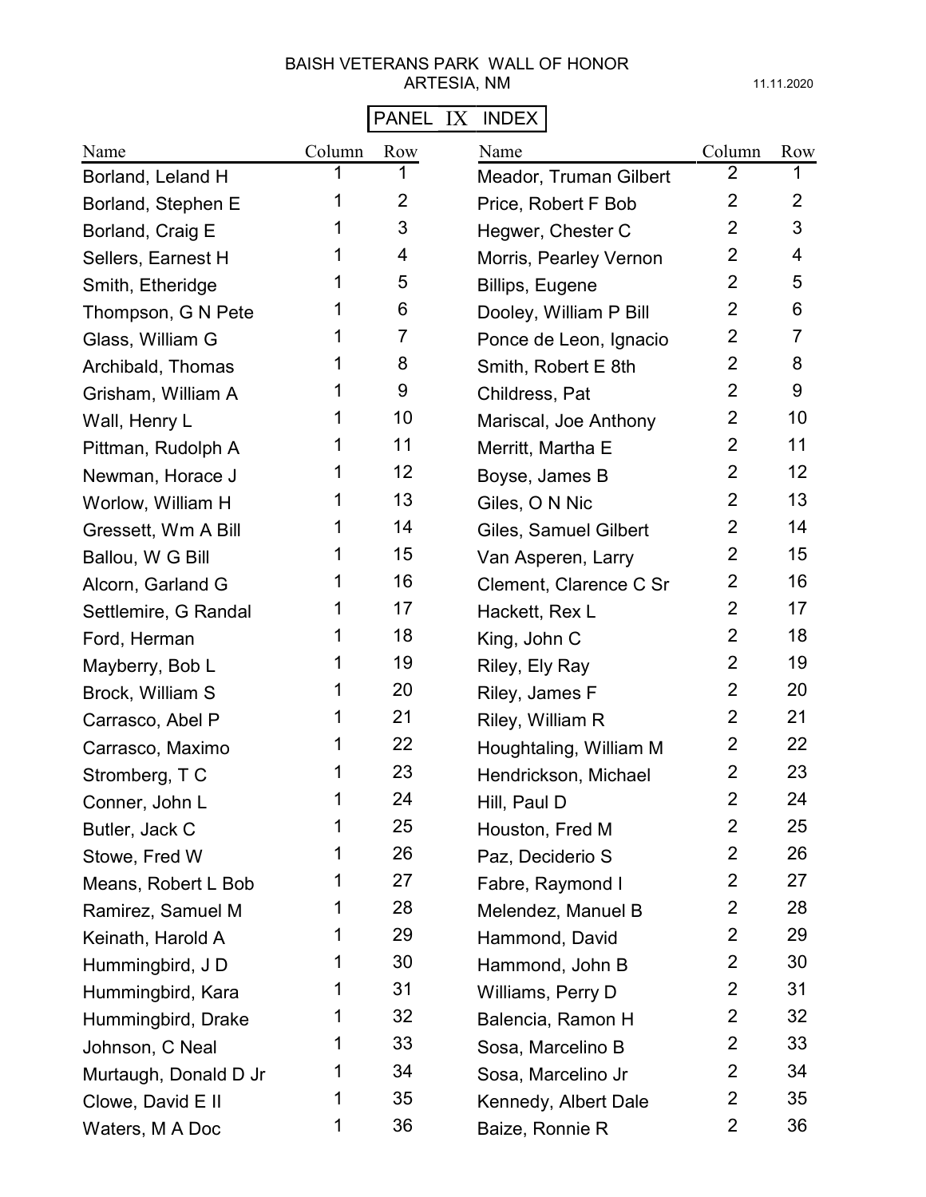BAISH VETERANS PARK WALL OF HONOR
ARTESIA, NM

11.11.2020

PANEL IX INDEX

| Name | Column | Row |
|---|---|---|
| Borland, Leland H | 1 | 1 |
| Borland, Stephen E | 1 | 2 |
| Borland, Craig E | 1 | 3 |
| Sellers, Earnest H | 1 | 4 |
| Smith, Etheridge | 1 | 5 |
| Thompson, G N Pete | 1 | 6 |
| Glass, William G | 1 | 7 |
| Archibald, Thomas | 1 | 8 |
| Grisham, William A | 1 | 9 |
| Wall, Henry L | 1 | 10 |
| Pittman, Rudolph A | 1 | 11 |
| Newman, Horace J | 1 | 12 |
| Worlow, William H | 1 | 13 |
| Gressett, Wm A Bill | 1 | 14 |
| Ballou, W G Bill | 1 | 15 |
| Alcorn, Garland G | 1 | 16 |
| Settlemire, G Randal | 1 | 17 |
| Ford, Herman | 1 | 18 |
| Mayberry, Bob L | 1 | 19 |
| Brock, William S | 1 | 20 |
| Carrasco, Abel P | 1 | 21 |
| Carrasco, Maximo | 1 | 22 |
| Stromberg, T C | 1 | 23 |
| Conner, John L | 1 | 24 |
| Butler, Jack C | 1 | 25 |
| Stowe, Fred W | 1 | 26 |
| Means, Robert L Bob | 1 | 27 |
| Ramirez, Samuel M | 1 | 28 |
| Keinath, Harold A | 1 | 29 |
| Hummingbird, J D | 1 | 30 |
| Hummingbird, Kara | 1 | 31 |
| Hummingbird, Drake | 1 | 32 |
| Johnson, C Neal | 1 | 33 |
| Murtaugh, Donald D Jr | 1 | 34 |
| Clowe, David E II | 1 | 35 |
| Waters, M A Doc | 1 | 36 |
| Meador, Truman Gilbert | 2 | 1 |
| Price, Robert F Bob | 2 | 2 |
| Hegwer, Chester C | 2 | 3 |
| Morris, Pearley Vernon | 2 | 4 |
| Billips, Eugene | 2 | 5 |
| Dooley, William P Bill | 2 | 6 |
| Ponce de Leon, Ignacio | 2 | 7 |
| Smith, Robert E 8th | 2 | 8 |
| Childress, Pat | 2 | 9 |
| Mariscal, Joe Anthony | 2 | 10 |
| Merritt, Martha E | 2 | 11 |
| Boyse, James B | 2 | 12 |
| Giles, O N Nic | 2 | 13 |
| Giles, Samuel Gilbert | 2 | 14 |
| Van Asperen, Larry | 2 | 15 |
| Clement, Clarence C Sr | 2 | 16 |
| Hackett, Rex L | 2 | 17 |
| King, John C | 2 | 18 |
| Riley, Ely Ray | 2 | 19 |
| Riley, James F | 2 | 20 |
| Riley, William R | 2 | 21 |
| Houghtaling, William M | 2 | 22 |
| Hendrickson, Michael | 2 | 23 |
| Hill, Paul D | 2 | 24 |
| Houston, Fred M | 2 | 25 |
| Paz, Deciderio S | 2 | 26 |
| Fabre, Raymond I | 2 | 27 |
| Melendez, Manuel B | 2 | 28 |
| Hammond, David | 2 | 29 |
| Hammond, John B | 2 | 30 |
| Williams, Perry D | 2 | 31 |
| Balencia, Ramon H | 2 | 32 |
| Sosa, Marcelino B | 2 | 33 |
| Sosa, Marcelino Jr | 2 | 34 |
| Kennedy, Albert Dale | 2 | 35 |
| Baize, Ronnie R | 2 | 36 |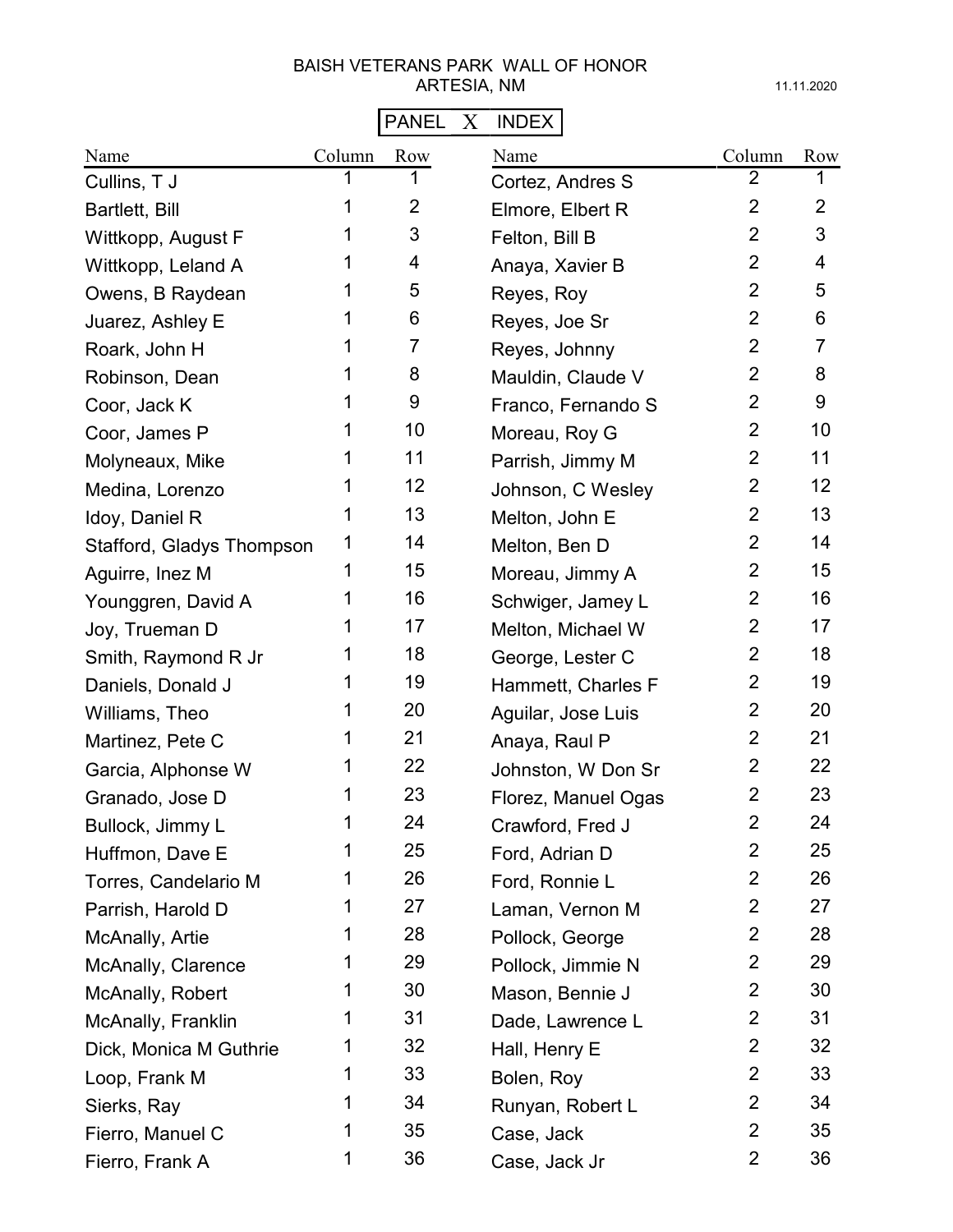# BAISH VETERANS PARK WALL OF HONOR
## ARTESIA, NM

11.11.2020

**PANEL X INDEX**

| Name | Column | Row |
|---|---|---|
| Cullins, T J | 1 | 1 |
| Bartlett, Bill | 1 | 2 |
| Wittkopp, August F | 1 | 3 |
| Wittkopp, Leland A | 1 | 4 |
| Owens, B Raydean | 1 | 5 |
| Juarez, Ashley E | 1 | 6 |
| Roark, John H | 1 | 7 |
| Robinson, Dean | 1 | 8 |
| Coor, Jack K | 1 | 9 |
| Coor, James P | 1 | 10 |
| Molyneaux, Mike | 1 | 11 |
| Medina, Lorenzo | 1 | 12 |
| Idoy, Daniel R | 1 | 13 |
| Stafford, Gladys Thompson | 1 | 14 |
| Aguirre, Inez M | 1 | 15 |
| Younggren, David A | 1 | 16 |
| Joy, Trueman D | 1 | 17 |
| Smith, Raymond R Jr | 1 | 18 |
| Daniels, Donald J | 1 | 19 |
| Williams, Theo | 1 | 20 |
| Martinez, Pete C | 1 | 21 |
| Garcia, Alphonse W | 1 | 22 |
| Granado, Jose D | 1 | 23 |
| Bullock, Jimmy L | 1 | 24 |
| Huffmon, Dave E | 1 | 25 |
| Torres, Candelario M | 1 | 26 |
| Parrish, Harold D | 1 | 27 |
| McAnally, Artie | 1 | 28 |
| McAnally, Clarence | 1 | 29 |
| McAnally, Robert | 1 | 30 |
| McAnally, Franklin | 1 | 31 |
| Dick, Monica M Guthrie | 1 | 32 |
| Loop, Frank M | 1 | 33 |
| Sierks, Ray | 1 | 34 |
| Fierro, Manuel C | 1 | 35 |
| Fierro, Frank A | 1 | 36 |
| Cortez, Andres S | 2 | 1 |
| Elmore, Elbert R | 2 | 2 |
| Felton, Bill B | 2 | 3 |
| Anaya, Xavier B | 2 | 4 |
| Reyes, Roy | 2 | 5 |
| Reyes, Joe Sr | 2 | 6 |
| Reyes, Johnny | 2 | 7 |
| Mauldin, Claude V | 2 | 8 |
| Franco, Fernando S | 2 | 9 |
| Moreau, Roy G | 2 | 10 |
| Parrish, Jimmy M | 2 | 11 |
| Johnson, C Wesley | 2 | 12 |
| Melton, John E | 2 | 13 |
| Melton, Ben D | 2 | 14 |
| Moreau, Jimmy A | 2 | 15 |
| Schwiger, Jamey L | 2 | 16 |
| Melton, Michael W | 2 | 17 |
| George, Lester C | 2 | 18 |
| Hammett, Charles F | 2 | 19 |
| Aguilar, Jose Luis | 2 | 20 |
| Anaya, Raul P | 2 | 21 |
| Johnston, W Don Sr | 2 | 22 |
| Florez, Manuel Ogas | 2 | 23 |
| Crawford, Fred J | 2 | 24 |
| Ford, Adrian D | 2 | 25 |
| Ford, Ronnie L | 2 | 26 |
| Laman, Vernon M | 2 | 27 |
| Pollock, George | 2 | 28 |
| Pollock, Jimmie N | 2 | 29 |
| Mason, Bennie J | 2 | 30 |
| Dade, Lawrence L | 2 | 31 |
| Hall, Henry E | 2 | 32 |
| Bolen, Roy | 2 | 33 |
| Runyan, Robert L | 2 | 34 |
| Case, Jack | 2 | 35 |
| Case, Jack Jr | 2 | 36 |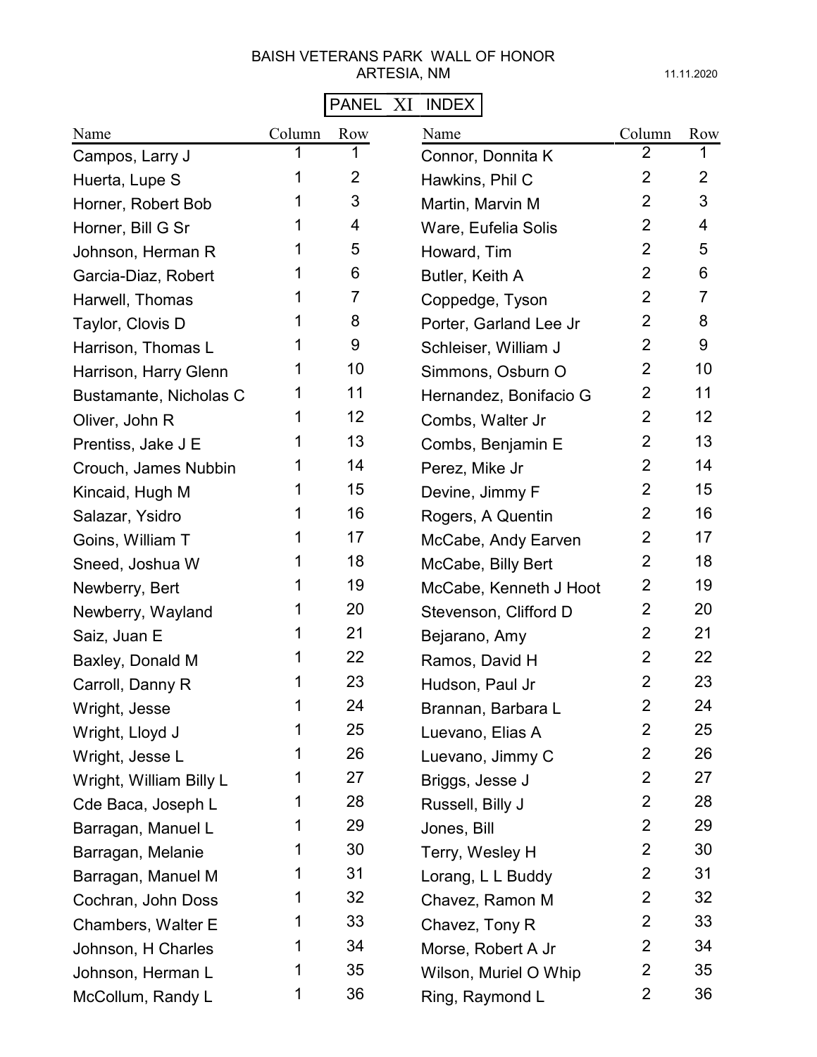BAISH VETERANS PARK WALL OF HONOR
ARTESIA, NM

11.11.2020

**PANEL XI INDEX**

| Name | Column | Row | Name | Column | Row |
|---|---|---|---|---|---|
| Campos, Larry J | 1 | 1 | Connor, Donnita K | 2 | 1 |
| Huerta, Lupe S | 1 | 2 | Hawkins, Phil C | 2 | 2 |
| Horner, Robert Bob | 1 | 3 | Martin, Marvin M | 2 | 3 |
| Horner, Bill G Sr | 1 | 4 | Ware, Eufelia Solis | 2 | 4 |
| Johnson, Herman R | 1 | 5 | Howard, Tim | 2 | 5 |
| Garcia-Diaz, Robert | 1 | 6 | Butler, Keith A | 2 | 6 |
| Harwell, Thomas | 1 | 7 | Coppedge, Tyson | 2 | 7 |
| Taylor, Clovis D | 1 | 8 | Porter, Garland Lee Jr | 2 | 8 |
| Harrison, Thomas L | 1 | 9 | Schleiser, William J | 2 | 9 |
| Harrison, Harry Glenn | 1 | 10 | Simmons, Osburn O | 2 | 10 |
| Bustamante, Nicholas C | 1 | 11 | Hernandez, Bonifacio G | 2 | 11 |
| Oliver, John R | 1 | 12 | Combs, Walter Jr | 2 | 12 |
| Prentiss, Jake J E | 1 | 13 | Combs, Benjamin E | 2 | 13 |
| Crouch, James Nubbin | 1 | 14 | Perez, Mike Jr | 2 | 14 |
| Kincaid, Hugh M | 1 | 15 | Devine, Jimmy F | 2 | 15 |
| Salazar, Ysidro | 1 | 16 | Rogers, A Quentin | 2 | 16 |
| Goins, William T | 1 | 17 | McCabe, Andy Earven | 2 | 17 |
| Sneed, Joshua W | 1 | 18 | McCabe, Billy Bert | 2 | 18 |
| Newberry, Bert | 1 | 19 | McCabe, Kenneth J Hoot | 2 | 19 |
| Newberry, Wayland | 1 | 20 | Stevenson, Clifford D | 2 | 20 |
| Saiz, Juan E | 1 | 21 | Bejarano, Amy | 2 | 21 |
| Baxley, Donald M | 1 | 22 | Ramos, David H | 2 | 22 |
| Carroll, Danny R | 1 | 23 | Hudson, Paul Jr | 2 | 23 |
| Wright, Jesse | 1 | 24 | Brannan, Barbara L | 2 | 24 |
| Wright, Lloyd J | 1 | 25 | Luevano, Elias A | 2 | 25 |
| Wright, Jesse L | 1 | 26 | Luevano, Jimmy C | 2 | 26 |
| Wright, William Billy L | 1 | 27 | Briggs, Jesse J | 2 | 27 |
| Cde Baca, Joseph L | 1 | 28 | Russell, Billy J | 2 | 28 |
| Barragan, Manuel L | 1 | 29 | Jones, Bill | 2 | 29 |
| Barragan, Melanie | 1 | 30 | Terry, Wesley H | 2 | 30 |
| Barragan, Manuel M | 1 | 31 | Lorang, L L Buddy | 2 | 31 |
| Cochran, John Doss | 1 | 32 | Chavez, Ramon M | 2 | 32 |
| Chambers, Walter E | 1 | 33 | Chavez, Tony R | 2 | 33 |
| Johnson, H Charles | 1 | 34 | Morse, Robert A Jr | 2 | 34 |
| Johnson, Herman L | 1 | 35 | Wilson, Muriel O Whip | 2 | 35 |
| McCollum, Randy L | 1 | 36 | Ring, Raymond L | 2 | 36 |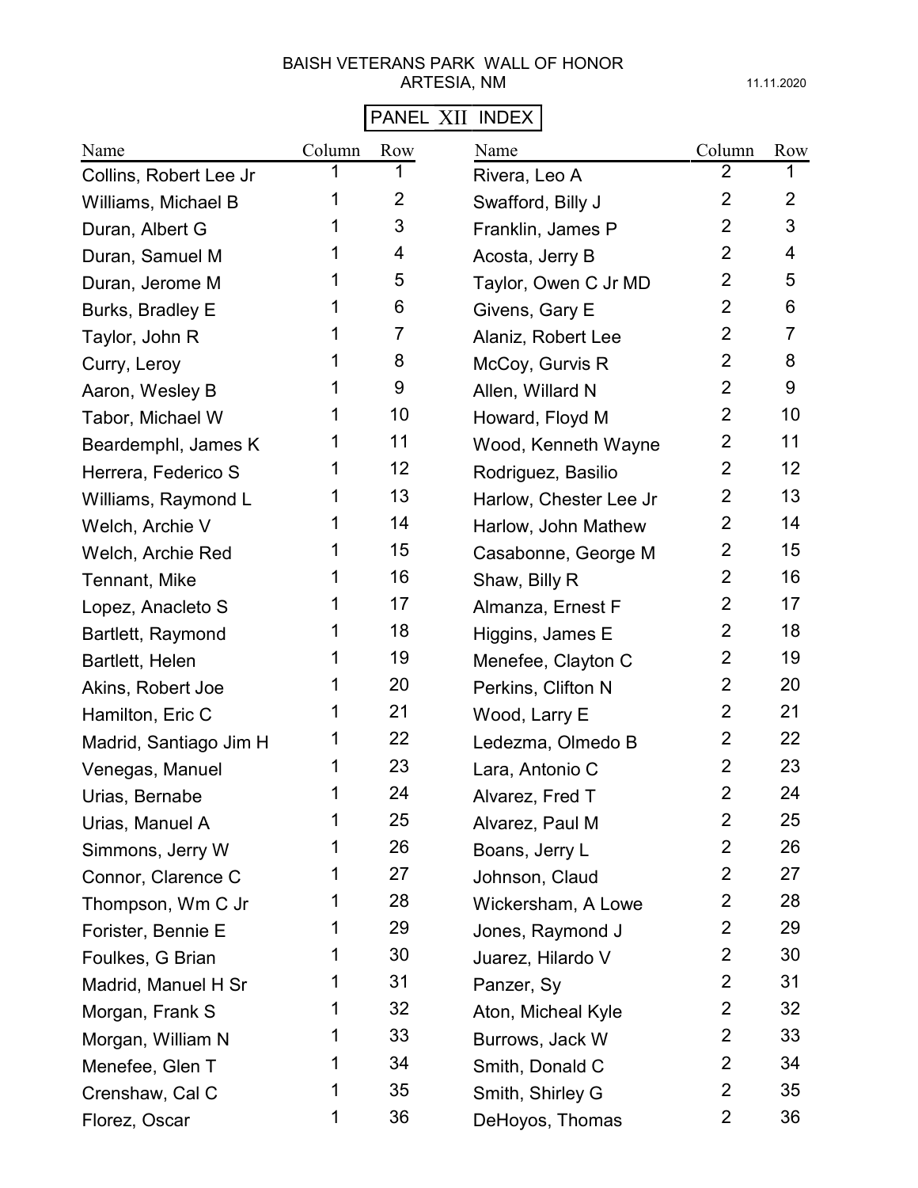BAISH VETERANS PARK WALL OF HONOR
ARTESIA, NM

11.11.2020

PANEL XII INDEX

| Name | Column | Row | Name | Column | Row |
|---|---|---|---|---|---|
| Collins, Robert Lee Jr | 1 | 1 | Rivera, Leo A | 2 | 1 |
| Williams, Michael B | 1 | 2 | Swafford, Billy J | 2 | 2 |
| Duran, Albert G | 1 | 3 | Franklin, James P | 2 | 3 |
| Duran, Samuel M | 1 | 4 | Acosta, Jerry B | 2 | 4 |
| Duran, Jerome M | 1 | 5 | Taylor, Owen C Jr MD | 2 | 5 |
| Burks, Bradley E | 1 | 6 | Givens, Gary E | 2 | 6 |
| Taylor, John R | 1 | 7 | Alaniz, Robert Lee | 2 | 7 |
| Curry, Leroy | 1 | 8 | McCoy, Gurvis R | 2 | 8 |
| Aaron, Wesley B | 1 | 9 | Allen, Willard N | 2 | 9 |
| Tabor, Michael W | 1 | 10 | Howard, Floyd M | 2 | 10 |
| Beardemphl, James K | 1 | 11 | Wood, Kenneth Wayne | 2 | 11 |
| Herrera, Federico S | 1 | 12 | Rodriguez, Basilio | 2 | 12 |
| Williams, Raymond L | 1 | 13 | Harlow, Chester Lee Jr | 2 | 13 |
| Welch, Archie V | 1 | 14 | Harlow, John Mathew | 2 | 14 |
| Welch, Archie Red | 1 | 15 | Casabonne, George M | 2 | 15 |
| Tennant, Mike | 1 | 16 | Shaw, Billy R | 2 | 16 |
| Lopez, Anacleto S | 1 | 17 | Almanza, Ernest F | 2 | 17 |
| Bartlett, Raymond | 1 | 18 | Higgins, James E | 2 | 18 |
| Bartlett, Helen | 1 | 19 | Menefee, Clayton C | 2 | 19 |
| Akins, Robert Joe | 1 | 20 | Perkins, Clifton N | 2 | 20 |
| Hamilton, Eric C | 1 | 21 | Wood, Larry E | 2 | 21 |
| Madrid, Santiago Jim H | 1 | 22 | Ledezma, Olmedo B | 2 | 22 |
| Venegas, Manuel | 1 | 23 | Lara, Antonio C | 2 | 23 |
| Urias, Bernabe | 1 | 24 | Alvarez, Fred T | 2 | 24 |
| Urias, Manuel A | 1 | 25 | Alvarez, Paul M | 2 | 25 |
| Simmons, Jerry W | 1 | 26 | Boans, Jerry L | 2 | 26 |
| Connor, Clarence C | 1 | 27 | Johnson, Claud | 2 | 27 |
| Thompson, Wm C Jr | 1 | 28 | Wickersham, A Lowe | 2 | 28 |
| Forister, Bennie E | 1 | 29 | Jones, Raymond J | 2 | 29 |
| Foulkes, G Brian | 1 | 30 | Juarez, Hilardo V | 2 | 30 |
| Madrid, Manuel H Sr | 1 | 31 | Panzer, Sy | 2 | 31 |
| Morgan, Frank S | 1 | 32 | Aton, Micheal Kyle | 2 | 32 |
| Morgan, William N | 1 | 33 | Burrows, Jack W | 2 | 33 |
| Menefee, Glen T | 1 | 34 | Smith, Donald C | 2 | 34 |
| Crenshaw, Cal C | 1 | 35 | Smith, Shirley G | 2 | 35 |
| Florez, Oscar | 1 | 36 | DeHoyos, Thomas | 2 | 36 |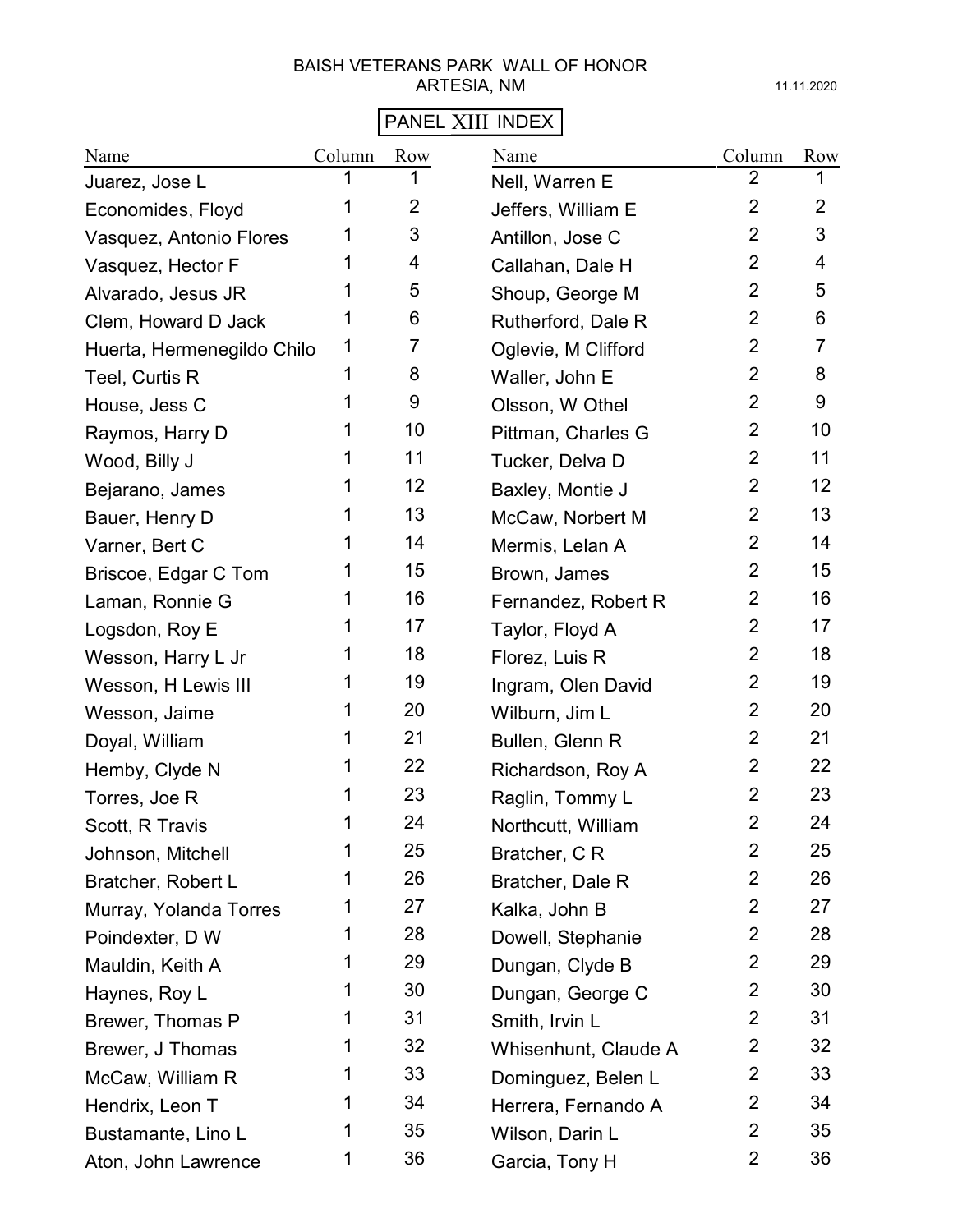BAISH VETERANS PARK WALL OF HONOR
ARTESIA, NM

11.11.2020

## PANEL XIII INDEX

| Name | Column | Row | Name | Column | Row |
|---|---|---|---|---|---|
| Juarez, Jose L | 1 | 1 | Nell, Warren E | 2 | 1 |
| Economides, Floyd | 1 | 2 | Jeffers, William E | 2 | 2 |
| Vasquez, Antonio Flores | 1 | 3 | Antillon, Jose C | 2 | 3 |
| Vasquez, Hector F | 1 | 4 | Callahan, Dale H | 2 | 4 |
| Alvarado, Jesus JR | 1 | 5 | Shoup, George M | 2 | 5 |
| Clem, Howard D Jack | 1 | 6 | Rutherford, Dale R | 2 | 6 |
| Huerta, Hermenegildo Chilo | 1 | 7 | Oglevie, M Clifford | 2 | 7 |
| Teel, Curtis R | 1 | 8 | Waller, John E | 2 | 8 |
| House, Jess C | 1 | 9 | Olsson, W Othel | 2 | 9 |
| Raymos, Harry D | 1 | 10 | Pittman, Charles G | 2 | 10 |
| Wood, Billy J | 1 | 11 | Tucker, Delva D | 2 | 11 |
| Bejarano, James | 1 | 12 | Baxley, Montie J | 2 | 12 |
| Bauer, Henry D | 1 | 13 | McCaw, Norbert M | 2 | 13 |
| Varner, Bert C | 1 | 14 | Mermis, Lelan A | 2 | 14 |
| Briscoe, Edgar C Tom | 1 | 15 | Brown, James | 2 | 15 |
| Laman, Ronnie G | 1 | 16 | Fernandez, Robert R | 2 | 16 |
| Logsdon, Roy E | 1 | 17 | Taylor, Floyd A | 2 | 17 |
| Wesson, Harry L Jr | 1 | 18 | Florez, Luis R | 2 | 18 |
| Wesson, H Lewis III | 1 | 19 | Ingram, Olen David | 2 | 19 |
| Wesson, Jaime | 1 | 20 | Wilburn, Jim L | 2 | 20 |
| Doyal, William | 1 | 21 | Bullen, Glenn R | 2 | 21 |
| Hemby, Clyde N | 1 | 22 | Richardson, Roy A | 2 | 22 |
| Torres, Joe R | 1 | 23 | Raglin, Tommy L | 2 | 23 |
| Scott, R Travis | 1 | 24 | Northcutt, William | 2 | 24 |
| Johnson, Mitchell | 1 | 25 | Bratcher, C R | 2 | 25 |
| Bratcher, Robert L | 1 | 26 | Bratcher, Dale R | 2 | 26 |
| Murray, Yolanda Torres | 1 | 27 | Kalka, John B | 2 | 27 |
| Poindexter, D W | 1 | 28 | Dowell, Stephanie | 2 | 28 |
| Mauldin, Keith A | 1 | 29 | Dungan, Clyde B | 2 | 29 |
| Haynes, Roy L | 1 | 30 | Dungan, George C | 2 | 30 |
| Brewer, Thomas P | 1 | 31 | Smith, Irvin L | 2 | 31 |
| Brewer, J Thomas | 1 | 32 | Whisenhunt, Claude A | 2 | 32 |
| McCaw, William R | 1 | 33 | Dominguez, Belen L | 2 | 33 |
| Hendrix, Leon T | 1 | 34 | Herrera, Fernando A | 2 | 34 |
| Bustamante, Lino L | 1 | 35 | Wilson, Darin L | 2 | 35 |
| Aton, John Lawrence | 1 | 36 | Garcia, Tony H | 2 | 36 |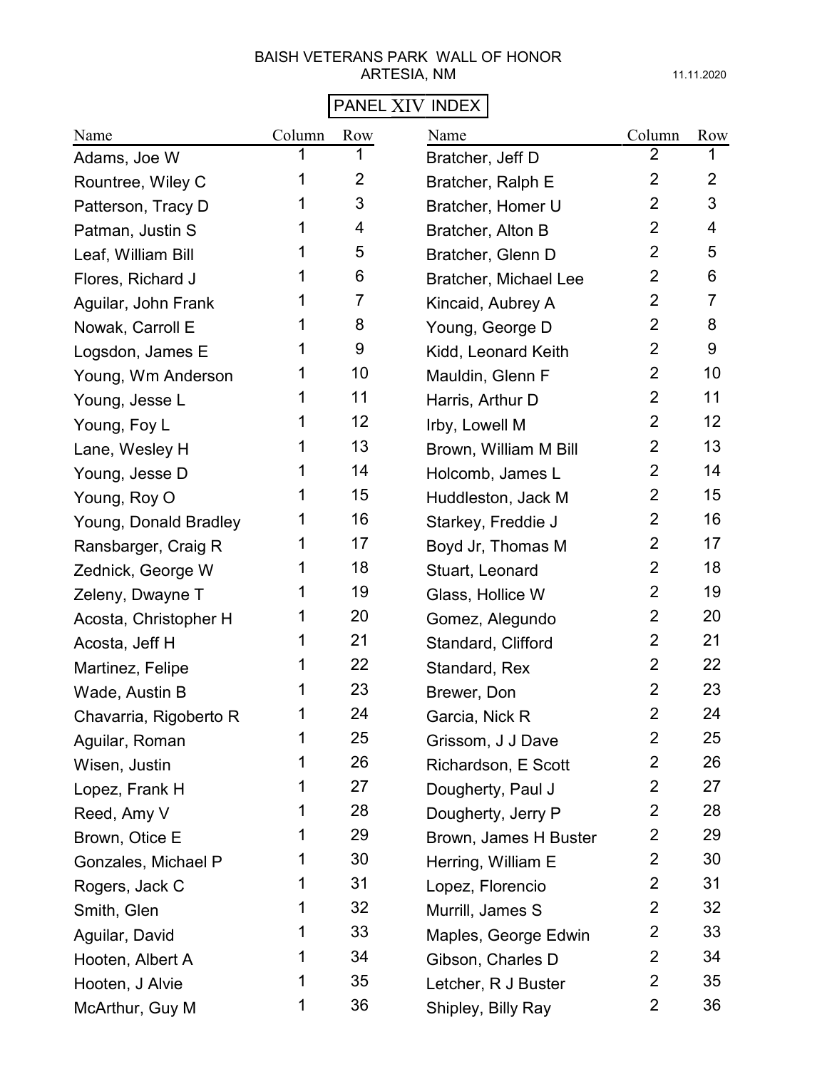BAISH VETERANS PARK WALL OF HONOR
ARTESIA, NM

11.11.2020

## PANEL XIV INDEX

| Name | Column | Row |
|---|---|---|
| Adams, Joe W | 1 | 1 |
| Rountree, Wiley C | 1 | 2 |
| Patterson, Tracy D | 1 | 3 |
| Patman, Justin S | 1 | 4 |
| Leaf, William Bill | 1 | 5 |
| Flores, Richard J | 1 | 6 |
| Aguilar, John Frank | 1 | 7 |
| Nowak, Carroll E | 1 | 8 |
| Logsdon, James E | 1 | 9 |
| Young, Wm Anderson | 1 | 10 |
| Young, Jesse L | 1 | 11 |
| Young, Foy L | 1 | 12 |
| Lane, Wesley H | 1 | 13 |
| Young, Jesse D | 1 | 14 |
| Young, Roy O | 1 | 15 |
| Young, Donald Bradley | 1 | 16 |
| Ransbarger, Craig R | 1 | 17 |
| Zednick, George W | 1 | 18 |
| Zeleny, Dwayne T | 1 | 19 |
| Acosta, Christopher H | 1 | 20 |
| Acosta, Jeff H | 1 | 21 |
| Martinez, Felipe | 1 | 22 |
| Wade, Austin B | 1 | 23 |
| Chavarria, Rigoberto R | 1 | 24 |
| Aguilar, Roman | 1 | 25 |
| Wisen, Justin | 1 | 26 |
| Lopez, Frank H | 1 | 27 |
| Reed, Amy V | 1 | 28 |
| Brown, Otice E | 1 | 29 |
| Gonzales, Michael P | 1 | 30 |
| Rogers, Jack C | 1 | 31 |
| Smith, Glen | 1 | 32 |
| Aguilar, David | 1 | 33 |
| Hooten, Albert A | 1 | 34 |
| Hooten, J Alvie | 1 | 35 |
| McArthur, Guy M | 1 | 36 |
| Bratcher, Jeff D | 2 | 1 |
| Bratcher, Ralph E | 2 | 2 |
| Bratcher, Homer U | 2 | 3 |
| Bratcher, Alton B | 2 | 4 |
| Bratcher, Glenn D | 2 | 5 |
| Bratcher, Michael Lee | 2 | 6 |
| Kincaid, Aubrey A | 2 | 7 |
| Young, George D | 2 | 8 |
| Kidd, Leonard Keith | 2 | 9 |
| Mauldin, Glenn F | 2 | 10 |
| Harris, Arthur D | 2 | 11 |
| Irby, Lowell M | 2 | 12 |
| Brown, William M Bill | 2 | 13 |
| Holcomb, James L | 2 | 14 |
| Huddleston, Jack M | 2 | 15 |
| Starkey, Freddie J | 2 | 16 |
| Boyd Jr, Thomas M | 2 | 17 |
| Stuart, Leonard | 2 | 18 |
| Glass, Hollice W | 2 | 19 |
| Gomez, Alegundo | 2 | 20 |
| Standard, Clifford | 2 | 21 |
| Standard, Rex | 2 | 22 |
| Brewer, Don | 2 | 23 |
| Garcia, Nick R | 2 | 24 |
| Grissom, J J Dave | 2 | 25 |
| Richardson, E Scott | 2 | 26 |
| Dougherty, Paul J | 2 | 27 |
| Dougherty, Jerry P | 2 | 28 |
| Brown, James H Buster | 2 | 29 |
| Herring, William E | 2 | 30 |
| Lopez, Florencio | 2 | 31 |
| Murrill, James S | 2 | 32 |
| Maples, George Edwin | 2 | 33 |
| Gibson, Charles D | 2 | 34 |
| Letcher, R J Buster | 2 | 35 |
| Shipley, Billy Ray | 2 | 36 |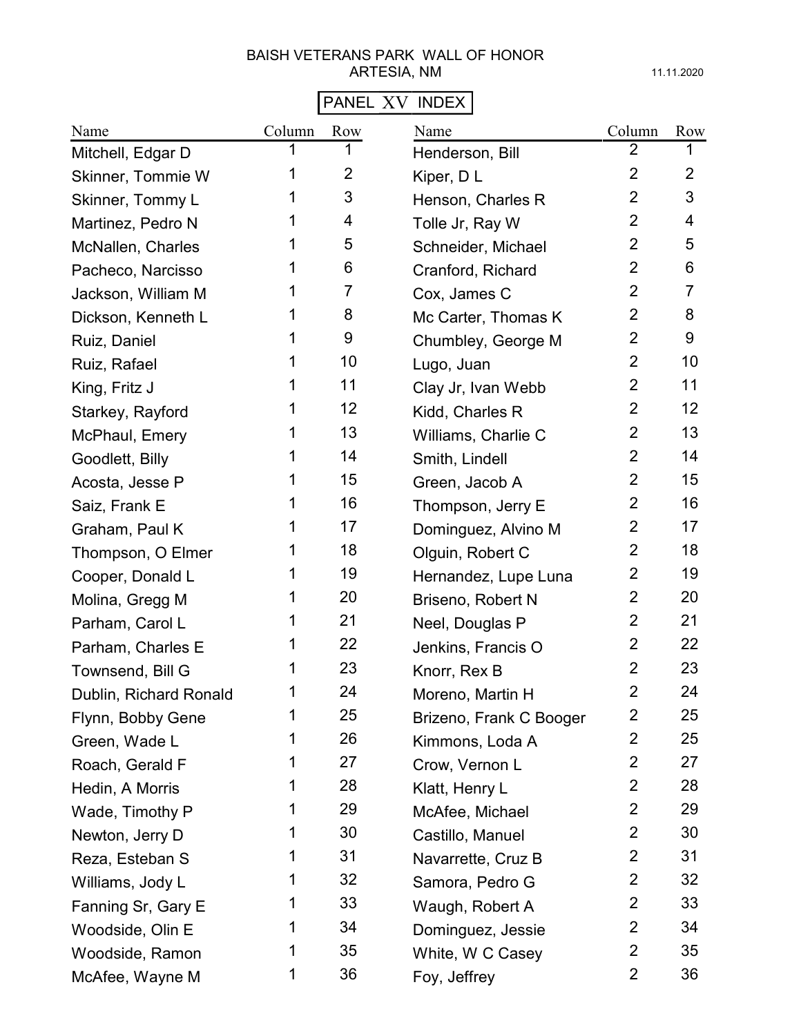# BAISH VETERANS PARK WALL OF HONOR

## ARTESIA, NM

11.11.2020

**PANEL XV INDEX**

| Name | Column | Row | Name | Column | Row |
|---|---|---|---|---|---|
| Mitchell, Edgar D | 1 | 1 | Henderson, Bill | 2 | 1 |
| Skinner, Tommie W | 1 | 2 | Kiper, D L | 2 | 2 |
| Skinner, Tommy L | 1 | 3 | Henson, Charles R | 2 | 3 |
| Martinez, Pedro N | 1 | 4 | Tolle Jr, Ray W | 2 | 4 |
| McNallen, Charles | 1 | 5 | Schneider, Michael | 2 | 5 |
| Pacheco, Narcisso | 1 | 6 | Cranford, Richard | 2 | 6 |
| Jackson, William M | 1 | 7 | Cox, James C | 2 | 7 |
| Dickson, Kenneth L | 1 | 8 | Mc Carter, Thomas K | 2 | 8 |
| Ruiz, Daniel | 1 | 9 | Chumbley, George M | 2 | 9 |
| Ruiz, Rafael | 1 | 10 | Lugo, Juan | 2 | 10 |
| King, Fritz J | 1 | 11 | Clay Jr, Ivan Webb | 2 | 11 |
| Starkey, Rayford | 1 | 12 | Kidd, Charles R | 2 | 12 |
| McPhaul, Emery | 1 | 13 | Williams, Charlie C | 2 | 13 |
| Goodlett, Billy | 1 | 14 | Smith, Lindell | 2 | 14 |
| Acosta, Jesse P | 1 | 15 | Green, Jacob A | 2 | 15 |
| Saiz, Frank E | 1 | 16 | Thompson, Jerry E | 2 | 16 |
| Graham, Paul K | 1 | 17 | Dominguez, Alvino M | 2 | 17 |
| Thompson, O Elmer | 1 | 18 | Olguin, Robert C | 2 | 18 |
| Cooper, Donald L | 1 | 19 | Hernandez, Lupe Luna | 2 | 19 |
| Molina, Gregg M | 1 | 20 | Briseno, Robert N | 2 | 20 |
| Parham, Carol L | 1 | 21 | Neel, Douglas P | 2 | 21 |
| Parham, Charles E | 1 | 22 | Jenkins, Francis O | 2 | 22 |
| Townsend, Bill G | 1 | 23 | Knorr, Rex B | 2 | 23 |
| Dublin, Richard Ronald | 1 | 24 | Moreno, Martin H | 2 | 24 |
| Flynn, Bobby Gene | 1 | 25 | Brizeno, Frank C Booger | 2 | 25 |
| Green, Wade L | 1 | 26 | Kimmons, Loda A | 2 | 25 |
| Roach, Gerald F | 1 | 27 | Crow, Vernon L | 2 | 27 |
| Hedin, A Morris | 1 | 28 | Klatt, Henry L | 2 | 28 |
| Wade, Timothy P | 1 | 29 | McAfee, Michael | 2 | 29 |
| Newton, Jerry D | 1 | 30 | Castillo, Manuel | 2 | 30 |
| Reza, Esteban S | 1 | 31 | Navarrette, Cruz B | 2 | 31 |
| Williams, Jody L | 1 | 32 | Samora, Pedro G | 2 | 32 |
| Fanning Sr, Gary E | 1 | 33 | Waugh, Robert A | 2 | 33 |
| Woodside, Olin E | 1 | 34 | Dominguez, Jessie | 2 | 34 |
| Woodside, Ramon | 1 | 35 | White, W C Casey | 2 | 35 |
| McAfee, Wayne M | 1 | 36 | Foy, Jeffrey | 2 | 36 |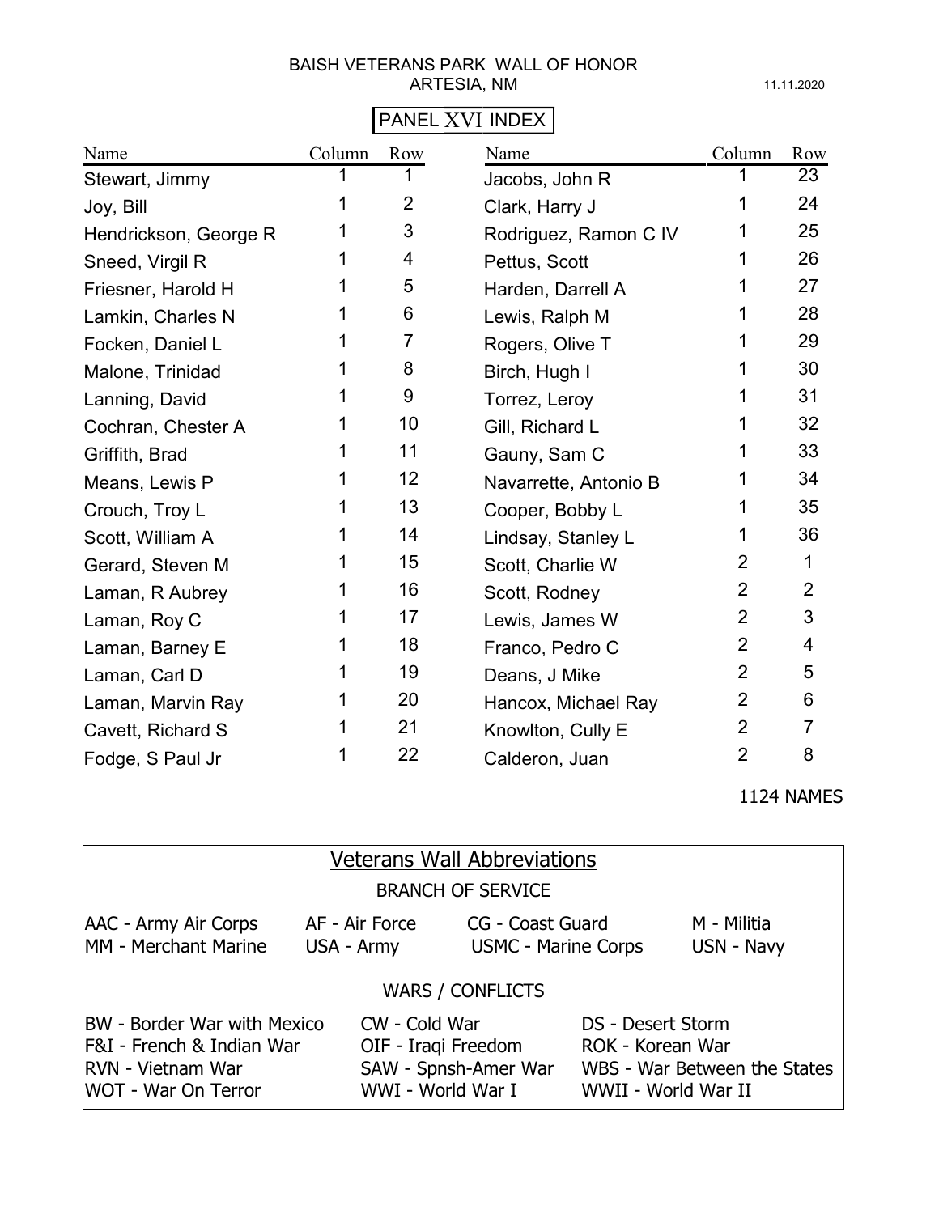BAISH VETERANS PARK WALL OF HONOR
ARTESIA, NM

11.11.2020

PANEL XVI INDEX

| Name | Column | Row | Name | Column | Row |
|---|---|---|---|---|---|
| Stewart, Jimmy | 1 | 1 | Jacobs, John R | 1 | 23 |
| Joy, Bill | 1 | 2 | Clark, Harry J | 1 | 24 |
| Hendrickson, George R | 1 | 3 | Rodriguez, Ramon C IV | 1 | 25 |
| Sneed, Virgil R | 1 | 4 | Pettus, Scott | 1 | 26 |
| Friesner, Harold H | 1 | 5 | Harden, Darrell A | 1 | 27 |
| Lamkin, Charles N | 1 | 6 | Lewis, Ralph M | 1 | 28 |
| Focken, Daniel L | 1 | 7 | Rogers, Olive T | 1 | 29 |
| Malone, Trinidad | 1 | 8 | Birch, Hugh I | 1 | 30 |
| Lanning, David | 1 | 9 | Torrez, Leroy | 1 | 31 |
| Cochran, Chester A | 1 | 10 | Gill, Richard L | 1 | 32 |
| Griffith, Brad | 1 | 11 | Gauny, Sam C | 1 | 33 |
| Means, Lewis P | 1 | 12 | Navarrette, Antonio B | 1 | 34 |
| Crouch, Troy L | 1 | 13 | Cooper, Bobby L | 1 | 35 |
| Scott, William A | 1 | 14 | Lindsay, Stanley L | 1 | 36 |
| Gerard, Steven M | 1 | 15 | Scott, Charlie W | 2 | 1 |
| Laman, R Aubrey | 1 | 16 | Scott, Rodney | 2 | 2 |
| Laman, Roy C | 1 | 17 | Lewis, James W | 2 | 3 |
| Laman, Barney E | 1 | 18 | Franco, Pedro C | 2 | 4 |
| Laman, Carl D | 1 | 19 | Deans, J Mike | 2 | 5 |
| Laman, Marvin Ray | 1 | 20 | Hancox, Michael Ray | 2 | 6 |
| Cavett, Richard S | 1 | 21 | Knowlton, Cully E | 2 | 7 |
| Fodge, S Paul Jr | 1 | 22 | Calderon, Juan | 2 | 8 |

1124 NAMES

## Veterans Wall Abbreviations

### BRANCH OF SERVICE

| | | | |
|---|---|---|---|
| AAC - Army Air Corps | AF - Air Force | CG - Coast Guard | M - Militia |
| MM - Merchant Marine | USA - Army | USMC - Marine Corps | USN - Navy |

### WARS / CONFLICTS

| | | |
|---|---|---|
| BW - Border War with Mexico | CW - Cold War | DS - Desert Storm |
| F&I - French & Indian War | OIF - Iraqi Freedom | ROK - Korean War |
| RVN - Vietnam War | SAW - Spnsh-Amer War | WBS - War Between the States |
| WOT - War On Terror | WWI - World War I | WWII - World War II |